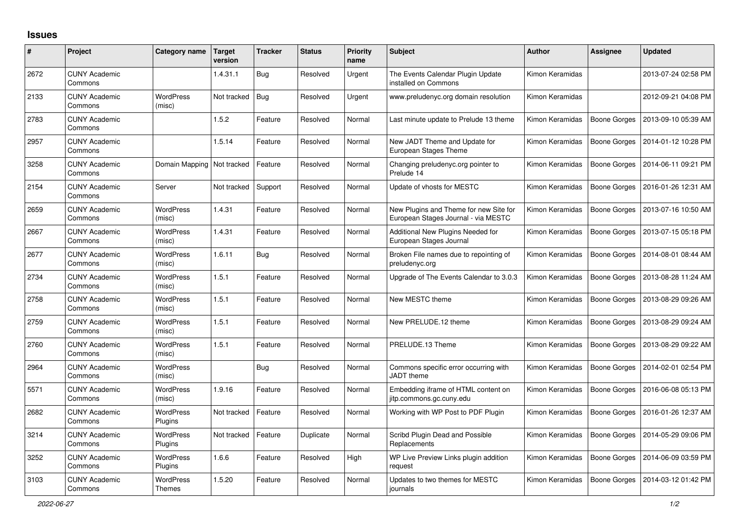## Issues

| # | Project | Category name | Target version | Tracker | Status | Priority name | Subject | Author | Assignee | Updated |
|---|---|---|---|---|---|---|---|---|---|---|
| 2672 | CUNY Academic Commons | | 1.4.31.1 | Bug | Resolved | Urgent | The Events Calendar Plugin Update installed on Commons | Kimon Keramidas | | 2013-07-24 02:58 PM |
| 2133 | CUNY Academic Commons | WordPress (misc) | Not tracked | Bug | Resolved | Urgent | www.preludenyc.org domain resolution | Kimon Keramidas | | 2012-09-21 04:08 PM |
| 2783 | CUNY Academic Commons | | 1.5.2 | Feature | Resolved | Normal | Last minute update to Prelude 13 theme | Kimon Keramidas | Boone Gorges | 2013-09-10 05:39 AM |
| 2957 | CUNY Academic Commons | | 1.5.14 | Feature | Resolved | Normal | New JADT Theme and Update for European Stages Theme | Kimon Keramidas | Boone Gorges | 2014-01-12 10:28 PM |
| 3258 | CUNY Academic Commons | Domain Mapping | Not tracked | Feature | Resolved | Normal | Changing preludenyc.org pointer to Prelude 14 | Kimon Keramidas | Boone Gorges | 2014-06-11 09:21 PM |
| 2154 | CUNY Academic Commons | Server | Not tracked | Support | Resolved | Normal | Update of vhosts for MESTC | Kimon Keramidas | Boone Gorges | 2016-01-26 12:31 AM |
| 2659 | CUNY Academic Commons | WordPress (misc) | 1.4.31 | Feature | Resolved | Normal | New Plugins and Theme for new Site for European Stages Journal - via MESTC | Kimon Keramidas | Boone Gorges | 2013-07-16 10:50 AM |
| 2667 | CUNY Academic Commons | WordPress (misc) | 1.4.31 | Feature | Resolved | Normal | Additional New Plugins Needed for European Stages Journal | Kimon Keramidas | Boone Gorges | 2013-07-15 05:18 PM |
| 2677 | CUNY Academic Commons | WordPress (misc) | 1.6.11 | Bug | Resolved | Normal | Broken File names due to repointing of preludenyc.org | Kimon Keramidas | Boone Gorges | 2014-08-01 08:44 AM |
| 2734 | CUNY Academic Commons | WordPress (misc) | 1.5.1 | Feature | Resolved | Normal | Upgrade of The Events Calendar to 3.0.3 | Kimon Keramidas | Boone Gorges | 2013-08-28 11:24 AM |
| 2758 | CUNY Academic Commons | WordPress (misc) | 1.5.1 | Feature | Resolved | Normal | New MESTC theme | Kimon Keramidas | Boone Gorges | 2013-08-29 09:26 AM |
| 2759 | CUNY Academic Commons | WordPress (misc) | 1.5.1 | Feature | Resolved | Normal | New PRELUDE.12 theme | Kimon Keramidas | Boone Gorges | 2013-08-29 09:24 AM |
| 2760 | CUNY Academic Commons | WordPress (misc) | 1.5.1 | Feature | Resolved | Normal | PRELUDE.13 Theme | Kimon Keramidas | Boone Gorges | 2013-08-29 09:22 AM |
| 2964 | CUNY Academic Commons | WordPress (misc) | | Bug | Resolved | Normal | Commons specific error occurring with JADT theme | Kimon Keramidas | Boone Gorges | 2014-02-01 02:54 PM |
| 5571 | CUNY Academic Commons | WordPress (misc) | 1.9.16 | Feature | Resolved | Normal | Embedding iframe of HTML content on jitp.commons.gc.cuny.edu | Kimon Keramidas | Boone Gorges | 2016-06-08 05:13 PM |
| 2682 | CUNY Academic Commons | WordPress Plugins | Not tracked | Feature | Resolved | Normal | Working with WP Post to PDF Plugin | Kimon Keramidas | Boone Gorges | 2016-01-26 12:37 AM |
| 3214 | CUNY Academic Commons | WordPress Plugins | Not tracked | Feature | Duplicate | Normal | Scribd Plugin Dead and Possible Replacements | Kimon Keramidas | Boone Gorges | 2014-05-29 09:06 PM |
| 3252 | CUNY Academic Commons | WordPress Plugins | 1.6.6 | Feature | Resolved | High | WP Live Preview Links plugin addition request | Kimon Keramidas | Boone Gorges | 2014-06-09 03:59 PM |
| 3103 | CUNY Academic Commons | WordPress Themes | 1.5.20 | Feature | Resolved | Normal | Updates to two themes for MESTC journals | Kimon Keramidas | Boone Gorges | 2014-03-12 01:42 PM |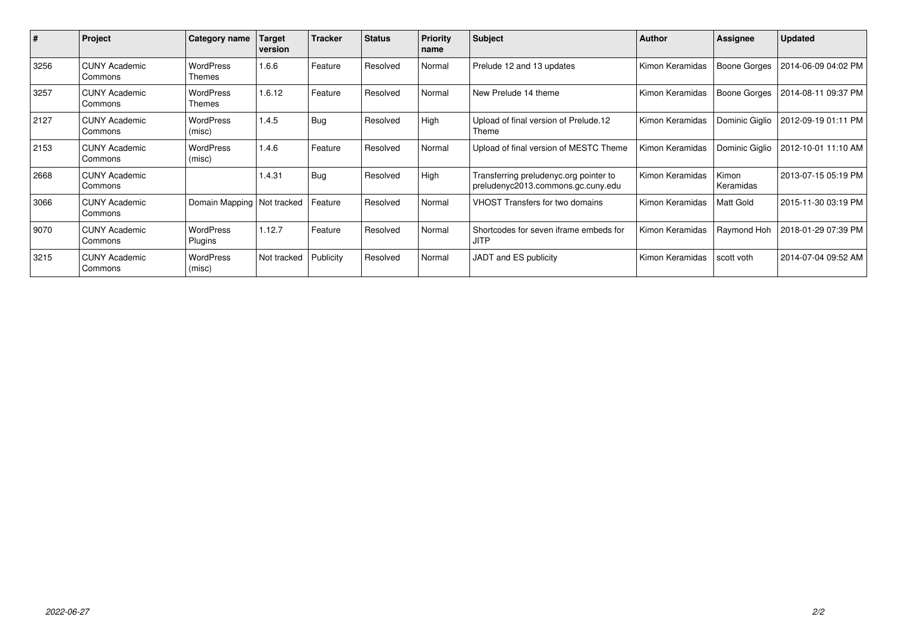| # | Project | Category name | Target version | Tracker | Status | Priority name | Subject | Author | Assignee | Updated |
|---|---|---|---|---|---|---|---|---|---|---|
| 3256 | CUNY Academic Commons | WordPress Themes | 1.6.6 | Feature | Resolved | Normal | Prelude 12 and 13 updates | Kimon Keramidas | Boone Gorges | 2014-06-09 04:02 PM |
| 3257 | CUNY Academic Commons | WordPress Themes | 1.6.12 | Feature | Resolved | Normal | New Prelude 14 theme | Kimon Keramidas | Boone Gorges | 2014-08-11 09:37 PM |
| 2127 | CUNY Academic Commons | WordPress (misc) | 1.4.5 | Bug | Resolved | High | Upload of final version of Prelude.12 Theme | Kimon Keramidas | Dominic Giglio | 2012-09-19 01:11 PM |
| 2153 | CUNY Academic Commons | WordPress (misc) | 1.4.6 | Feature | Resolved | Normal | Upload of final version of MESTC Theme | Kimon Keramidas | Dominic Giglio | 2012-10-01 11:10 AM |
| 2668 | CUNY Academic Commons | | 1.4.31 | Bug | Resolved | High | Transferring preludenyc.org pointer to preludenyc2013.commons.gc.cuny.edu | Kimon Keramidas | Kimon Keramidas | 2013-07-15 05:19 PM |
| 3066 | CUNY Academic Commons | Domain Mapping | Not tracked | Feature | Resolved | Normal | VHOST Transfers for two domains | Kimon Keramidas | Matt Gold | 2015-11-30 03:19 PM |
| 9070 | CUNY Academic Commons | WordPress Plugins | 1.12.7 | Feature | Resolved | Normal | Shortcodes for seven iframe embeds for JITP | Kimon Keramidas | Raymond Hoh | 2018-01-29 07:39 PM |
| 3215 | CUNY Academic Commons | WordPress (misc) | Not tracked | Publicity | Resolved | Normal | JADT and ES publicity | Kimon Keramidas | scott voth | 2014-07-04 09:52 AM |